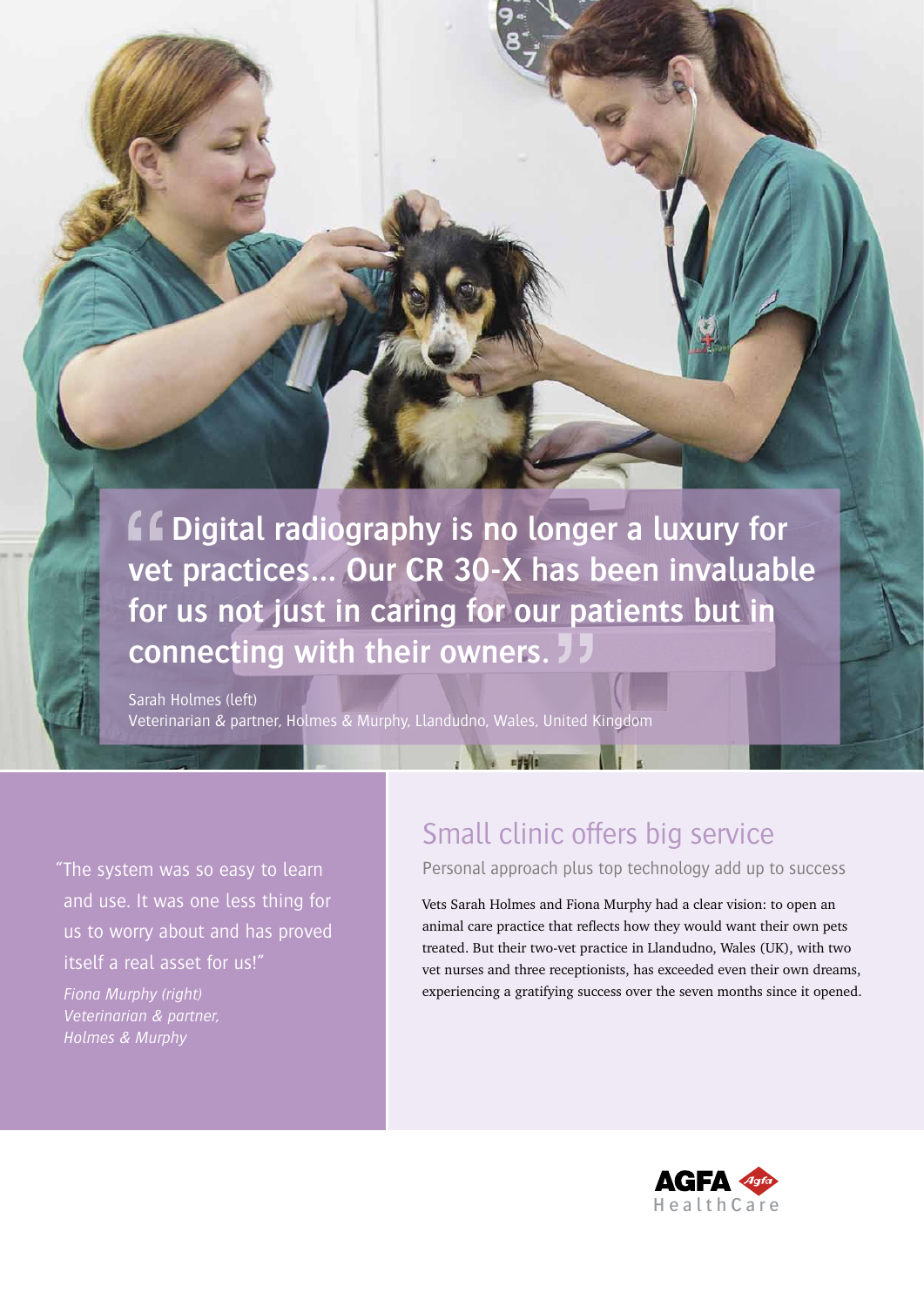> “Digital radiography is no longer a luxury for vet practices... Our CR 30-X has been invaluable for us not just in caring for our patients but in connecting with their owners.”

Sarah Holmes (left)
Veterinarian & partner, Holmes & Murphy, Llandudno, Wales, United Kingdom

> “The system was so easy to learn and use. It was one less thing for us to worry about and has proved itself a real asset for us!”

*Fiona Murphy (right)*
*Veterinarian & partner, Holmes & Murphy*

## Small clinic offers big service

Personal approach plus top technology add up to success

Vets Sarah Holmes and Fiona Murphy had a clear vision: to open an animal care practice that reflects how they would want their own pets treated. But their two-vet practice in Llandudno, Wales (UK), with two vet nurses and three receptionists, has exceeded even their own dreams, experiencing a gratifying success over the seven months since it opened.

AGFA HealthCare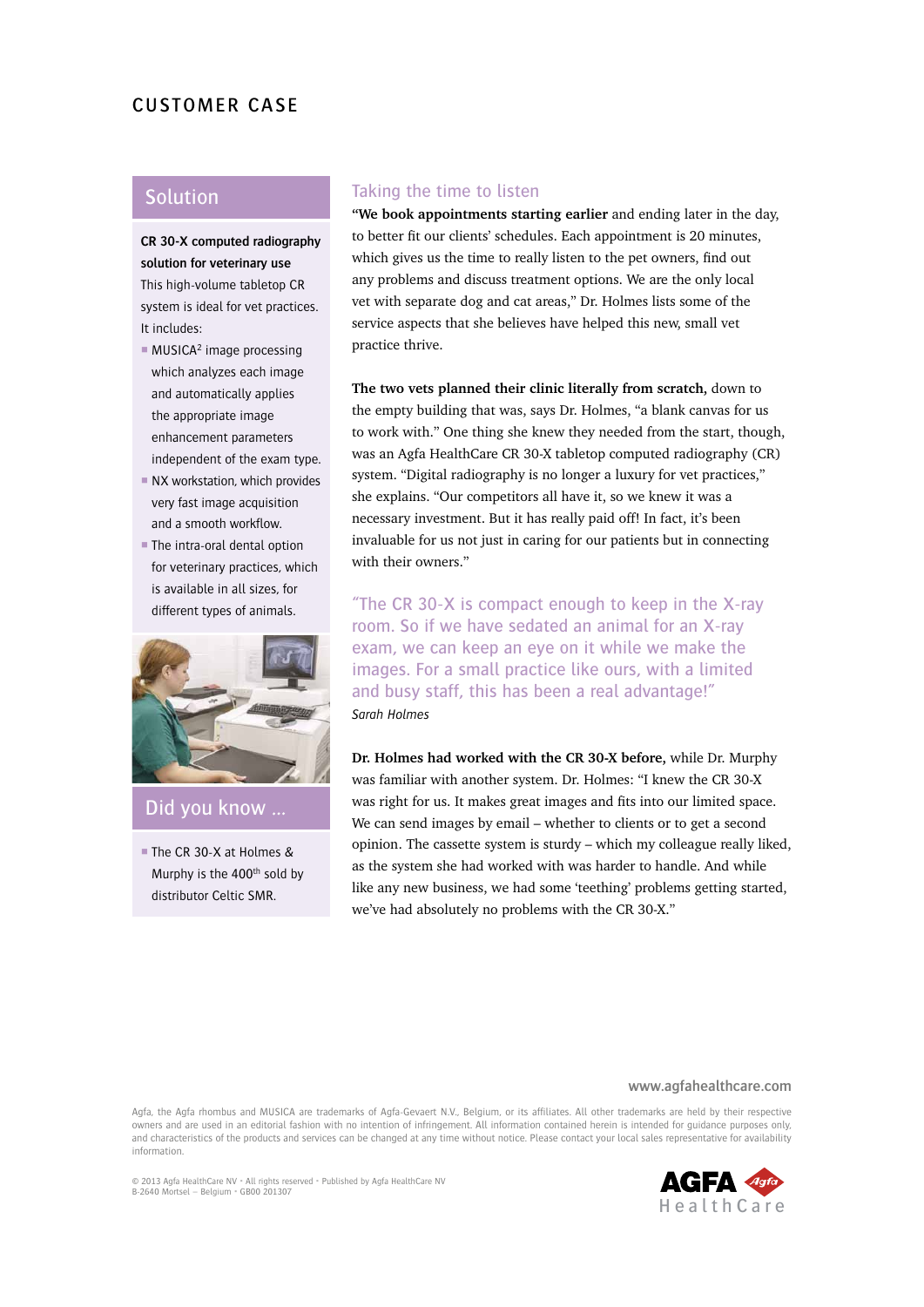# CUSTOMER CASE

## Solution

**CR 30-X computed radiography solution for veterinary use**

This high-volume tabletop CR system is ideal for vet practices. It includes:

- MUSICA² image processing which analyzes each image and automatically applies the appropriate image enhancement parameters independent of the exam type.
- NX workstation, which provides very fast image acquisition and a smooth workflow.
- The intra-oral dental option for veterinary practices, which is available in all sizes, for different types of animals.

## Did you know ...

- The CR 30-X at Holmes & Murphy is the 400th sold by distributor Celtic SMR.

## Taking the time to listen

**"We book appointments starting earlier** and ending later in the day, to better fit our clients' schedules. Each appointment is 20 minutes, which gives us the time to really listen to the pet owners, find out any problems and discuss treatment options. We are the only local vet with separate dog and cat areas," Dr. Holmes lists some of the service aspects that she believes have helped this new, small vet practice thrive.

**The two vets planned their clinic literally from scratch,** down to the empty building that was, says Dr. Holmes, "a blank canvas for us to work with." One thing she knew they needed from the start, though, was an Agfa HealthCare CR 30-X tabletop computed radiography (CR) system. "Digital radiography is no longer a luxury for vet practices," she explains. "Our competitors all have it, so we knew it was a necessary investment. But it has really paid off! In fact, it's been invaluable for us not just in caring for our patients but in connecting with their owners."

> "The CR 30-X is compact enough to keep in the X-ray room. So if we have sedated an animal for an X-ray exam, we can keep an eye on it while we make the images. For a small practice like ours, with a limited and busy staff, this has been a real advantage!"
>
> *Sarah Holmes*

**Dr. Holmes had worked with the CR 30-X before,** while Dr. Murphy was familiar with another system. Dr. Holmes: "I knew the CR 30-X was right for us. It makes great images and fits into our limited space. We can send images by email – whether to clients or to get a second opinion. The cassette system is sturdy – which my colleague really liked, as the system she had worked with was harder to handle. And while like any new business, we had some 'teething' problems getting started, we've had absolutely no problems with the CR 30-X."

www.agfahealthcare.com

Agfa, the Agfa rhombus and MUSICA are trademarks of Agfa-Gevaert N.V., Belgium, or its affiliates. All other trademarks are held by their respective owners and are used in an editorial fashion with no intention of infringement. All information contained herein is intended for guidance purposes only, and characteristics of the products and services can be changed at any time without notice. Please contact your local sales representative for availability information.

© 2013 Agfa HealthCare NV • All rights reserved • Published by Agfa HealthCare NV
B-2640 Mortsel – Belgium • GB00 201307

AGFA HealthCare